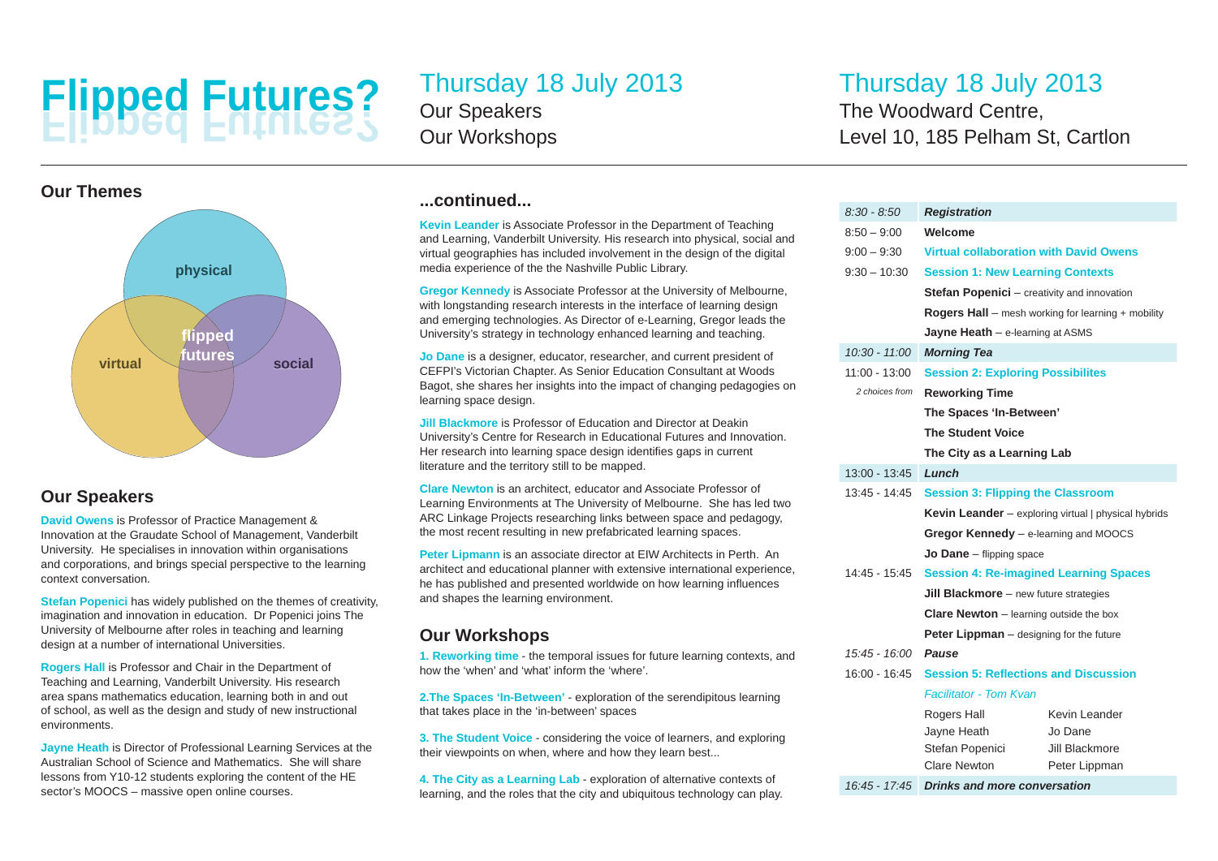# Flipped Futures?

## Our Themes

physical

virtual

social

flipped futures

## Our Speakers

**David Owens** is Professor of Practice Management & Innovation at the Graudate School of Management, Vanderbilt University. He specialises in innovation within organisations and corporations, and brings special perspective to the learning context conversation.

**Stefan Popenici** has widely published on the themes of creativity, imagination and innovation in education. Dr Popenici joins The University of Melbourne after roles in teaching and learning design at a number of international Universities.

**Rogers Hall** is Professor and Chair in the Department of Teaching and Learning, Vanderbilt University. His research area spans mathematics education, learning both in and out of school, as well as the design and study of new instructional environments.

**Jayne Heath** is Director of Professional Learning Services at the Australian School of Science and Mathematics. She will share lessons from Y10-12 students exploring the content of the HE sector's MOOCS – massive open online courses.

# Thursday 18 July 2013

Our Speakers

Our Workshops

## ...continued...

**Kevin Leander** is Associate Professor in the Department of Teaching and Learning, Vanderbilt University. His research into physical, social and virtual geographies has included involvement in the design of the digital media experience of the the Nashville Public Library.

**Gregor Kennedy** is Associate Professor at the University of Melbourne, with longstanding research interests in the interface of learning design and emerging technologies. As Director of e-Learning, Gregor leads the University's strategy in technology enhanced learning and teaching.

**Jo Dane** is a designer, educator, researcher, and current president of CEFPI's Victorian Chapter. As Senior Education Consultant at Woods Bagot, she shares her insights into the impact of changing pedagogies on learning space design.

**Jill Blackmore** is Professor of Education and Director at Deakin University's Centre for Research in Educational Futures and Innovation. Her research into learning space design identifies gaps in current literature and the territory still to be mapped.

**Clare Newton** is an architect, educator and Associate Professor of Learning Environments at The University of Melbourne. She has led two ARC Linkage Projects researching links between space and pedagogy, the most recent resulting in new prefabricated learning spaces.

**Peter Lipmann** is an associate director at EIW Architects in Perth. An architect and educational planner with extensive international experience, he has published and presented worldwide on how learning influences and shapes the learning environment.

## Our Workshops

**1. Reworking time** - the temporal issues for future learning contexts, and how the 'when' and 'what' inform the 'where'.

**2.The Spaces 'In-Between'** - exploration of the serendipitous learning that takes place in the 'in-between' spaces

**3. The Student Voice** - considering the voice of learners, and exploring their viewpoints on when, where and how they learn best...

**4. The City as a Learning Lab** - exploration of alternative contexts of learning, and the roles that the city and ubiquitous technology can play.

# Thursday 18 July 2013

The Woodward Centre,
Level 10, 185 Pelham St, Cartlon

| | | |
|---|---|---|
| *8:30 - 8:50* | ***Registration*** | |
| 8:50 – 9:00 | **Welcome** | |
| 9:00 – 9:30 | **Virtual collaboration with David Owens** | |
| 9:30 – 10:30 | **Session 1: New Learning Contexts** | |
| | **Stefan Popenici** – creativity and innovation | |
| | **Rogers Hall** – mesh working for learning + mobility | |
| | **Jayne Heath** – e-learning at ASMS | |
| *10:30 - 11:00* | ***Morning Tea*** | |
| 11:00 - 13:00 | **Session 2: Exploring Possibilites** | |
| *2 choices from* | **Reworking Time** | |
| | **The Spaces 'In-Between'** | |
| | **The Student Voice** | |
| | **The City as a Learning Lab** | |
| 13:00 - 13:45 | ***Lunch*** | |
| 13:45 - 14:45 | **Session 3: Flipping the Classroom** | |
| | **Kevin Leander** – exploring virtual \| physical hybrids | |
| | **Gregor Kennedy** – e-learning and MOOCS | |
| | **Jo Dane** – flipping space | |
| 14:45 - 15:45 | **Session 4: Re-imagined Learning Spaces** | |
| | **Jill Blackmore** – new future strategies | |
| | **Clare Newton** – learning outside the box | |
| | **Peter Lippman** – designing for the future | |
| *15:45 - 16:00* | ***Pause*** | |
| 16:00 - 16:45 | **Session 5: Reflections and Discussion** | |
| | *Facilitator - Tom Kvan* | |
| | Rogers Hall | Kevin Leander |
| | Jayne Heath | Jo Dane |
| | Stefan Popenici | Jill Blackmore |
| | Clare Newton | Peter Lippman |
| *16:45 - 17:45* | ***Drinks and more conversation*** | |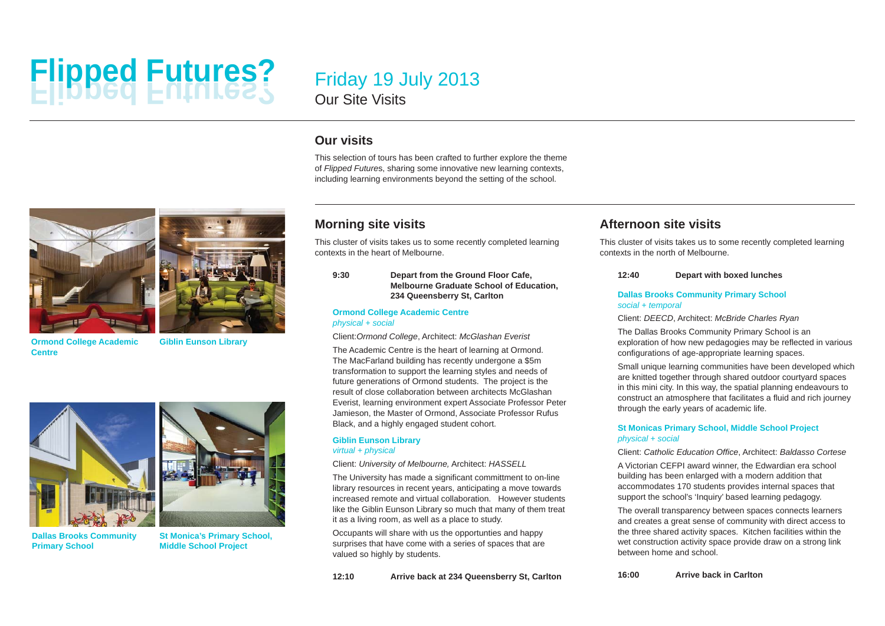# Flipped Futures?

## Friday 19 July 2013
Our Site Visits

## Our visits

This selection of tours has been crafted to further explore the theme of *Flipped Futures*, sharing some innovative new learning contexts, including learning environments beyond the setting of the school.

**Ormond College Academic Centre**

**Giblin Eunson Library**

**Dallas Brooks Community Primary School**

**St Monica's Primary School, Middle School Project**

## Morning site visits

This cluster of visits takes us to some recently completed learning contexts in the heart of Melbourne.

**9:30** **Depart from the Ground Floor Cafe, Melbourne Graduate School of Education, 234 Queensberry St, Carlton**

### Ormond College Academic Centre
*physical + social*

Client:*Ormond College*, Architect: *McGlashan Everist*

The Academic Centre is the heart of learning at Ormond. The MacFarland building has recently undergone a $5m transformation to support the learning styles and needs of future generations of Ormond students. The project is the result of close collaboration between architects McGlashan Everist, learning environment expert Associate Professor Peter Jamieson, the Master of Ormond, Associate Professor Rufus Black, and a highly engaged student cohort.

### Giblin Eunson Library
*virtual + physical*

Client: *University of Melbourne,* Architect: *HASSELL*

The University has made a significant committment to on-line library resources in recent years, anticipating a move towards increased remote and virtual collaboration. However students like the Giblin Eunson Library so much that many of them treat it as a living room, as well as a place to study.

Occupants will share with us the opportunties and happy surprises that have come with a series of spaces that are valued so highly by students.

**12:10** **Arrive back at 234 Queensberry St, Carlton**

## Afternoon site visits

This cluster of visits takes us to some recently completed learning contexts in the north of Melbourne.

**12:40** **Depart with boxed lunches**

### Dallas Brooks Community Primary School
*social + temporal*

Client: *DEECD*, Architect: *McBride Charles Ryan*

The Dallas Brooks Community Primary School is an exploration of how new pedagogies may be reflected in various configurations of age-appropriate learning spaces.

Small unique learning communities have been developed which are knitted together through shared outdoor courtyard spaces in this mini city. In this way, the spatial planning endeavours to construct an atmosphere that facilitates a fluid and rich journey through the early years of academic life.

### St Monicas Primary School, Middle School Project
*physical + social*

Client: *Catholic Education Office*, Architect: *Baldasso Cortese*

A Victorian CEFPI award winner, the Edwardian era school building has been enlarged with a modern addition that accommodates 170 students provides internal spaces that support the school's 'Inquiry' based learning pedagogy.

The overall transparency between spaces connects learners and creates a great sense of community with direct access to the three shared activity spaces. Kitchen facilities within the wet construction activity space provide draw on a strong link between home and school.

**16:00** **Arrive back in Carlton**